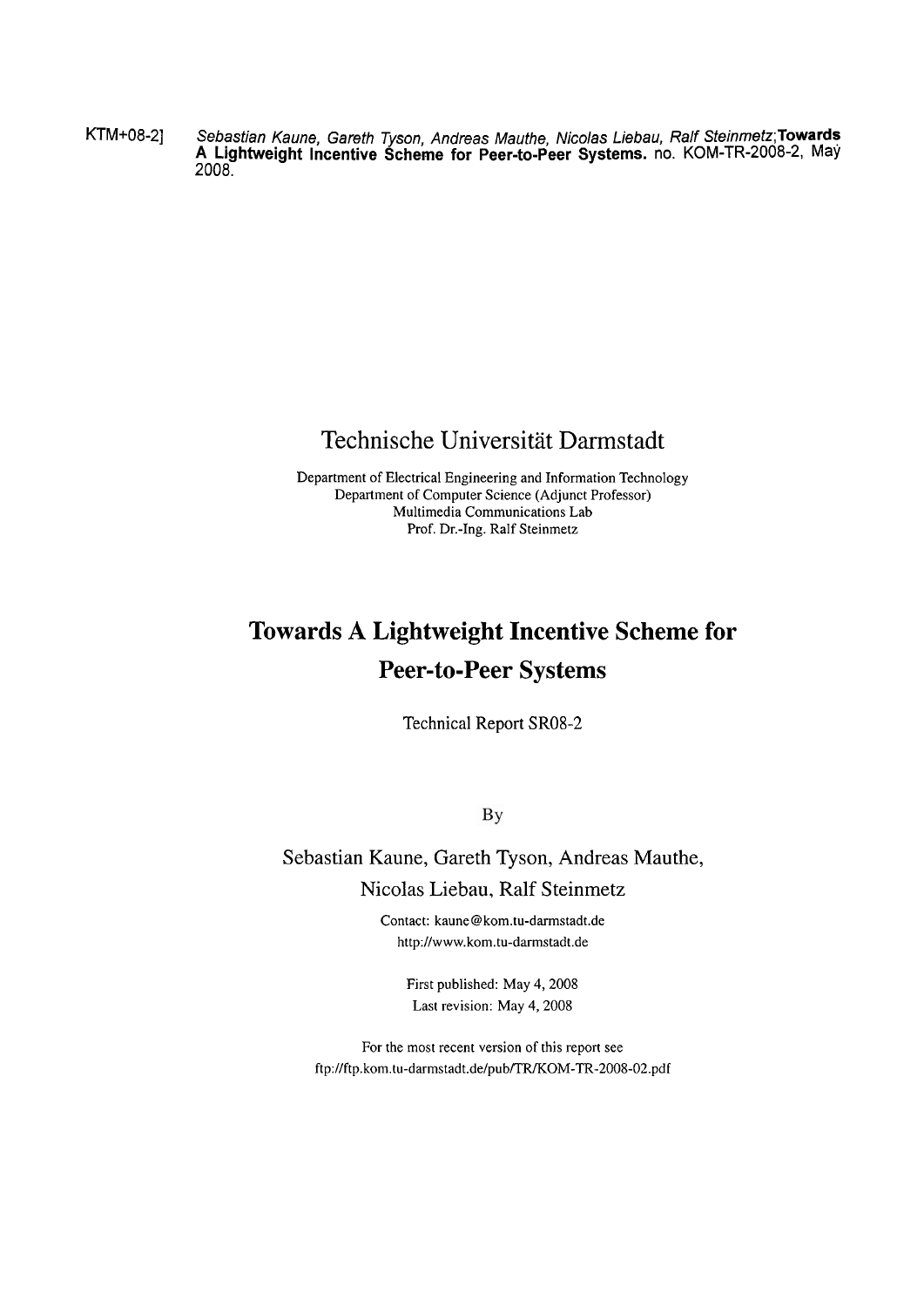KTM+08-2] *Sebastian Kaune, Gareth Tyson, Andreas Mauthe, Nicolas Liebau, Ralf Steinmetz;* **Towards A Lightweight Incentive Scheme for Peer-to-Peer Systems.** no. KOM-TR-2008-2, May 2008.

Technische Universität Darmstadt

Department of Electrical Engineering and Information Technology
Department of Computer Science (Adjunct Professor)
Multimedia Communications Lab
Prof. Dr.-Ing. Ralf Steinmetz

# Towards A Lightweight Incentive Scheme for Peer-to-Peer Systems

Technical Report SR08-2

By

Sebastian Kaune, Gareth Tyson, Andreas Mauthe, Nicolas Liebau, Ralf Steinmetz

Contact: kaune@kom.tu-darmstadt.de
http://www.kom.tu-darmstadt.de

First published: May 4, 2008
Last revision: May 4, 2008

For the most recent version of this report see
ftp://ftp.kom.tu-darmstadt.de/pub/TR/KOM-TR-2008-02.pdf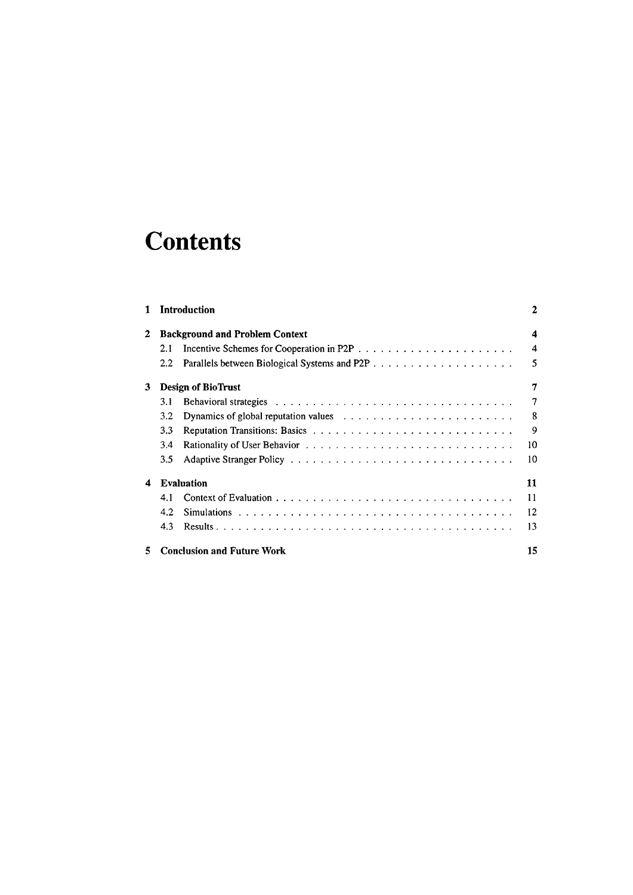# Contents

1 **Introduction** 2

2 **Background and Problem Context** 4

- 2.1 Incentive Schemes for Cooperation in P2P 4
- 2.2 Parallels between Biological Systems and P2P 5

3 **Design of BioTrust** 7

- 3.1 Behavioral strategies 7
- 3.2 Dynamics of global reputation values 8
- 3.3 Reputation Transitions: Basics 9
- 3.4 Rationality of User Behavior 10
- 3.5 Adaptive Stranger Policy 10

4 **Evaluation** 11

- 4.1 Context of Evaluation 11
- 4.2 Simulations 12
- 4.3 Results 13

5 **Conclusion and Future Work** 15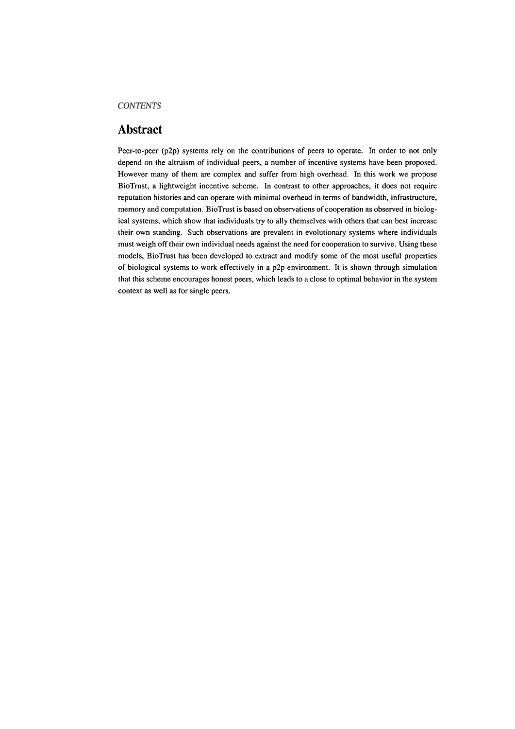## Abstract

Peer-to-peer (p2p) systems rely on the contributions of peers to operate. In order to not only depend on the altruism of individual peers, a number of incentive systems have been proposed. However many of them are complex and suffer from high overhead. In this work we propose BioTrust, a lightweight incentive scheme. In contrast to other approaches, it does not require reputation histories and can operate with minimal overhead in terms of bandwidth, infrastructure, memory and computation. BioTrust is based on observations of cooperation as observed in biological systems, which show that individuals try to ally themselves with others that can best increase their own standing. Such observations are prevalent in evolutionary systems where individuals must weigh off their own individual needs against the need for cooperation to survive. Using these models, BioTrust has been developed to extract and modify some of the most useful properties of biological systems to work effectively in a p2p environment. It is shown through simulation that this scheme encourages honest peers, which leads to a close to optimal behavior in the system context as well as for single peers.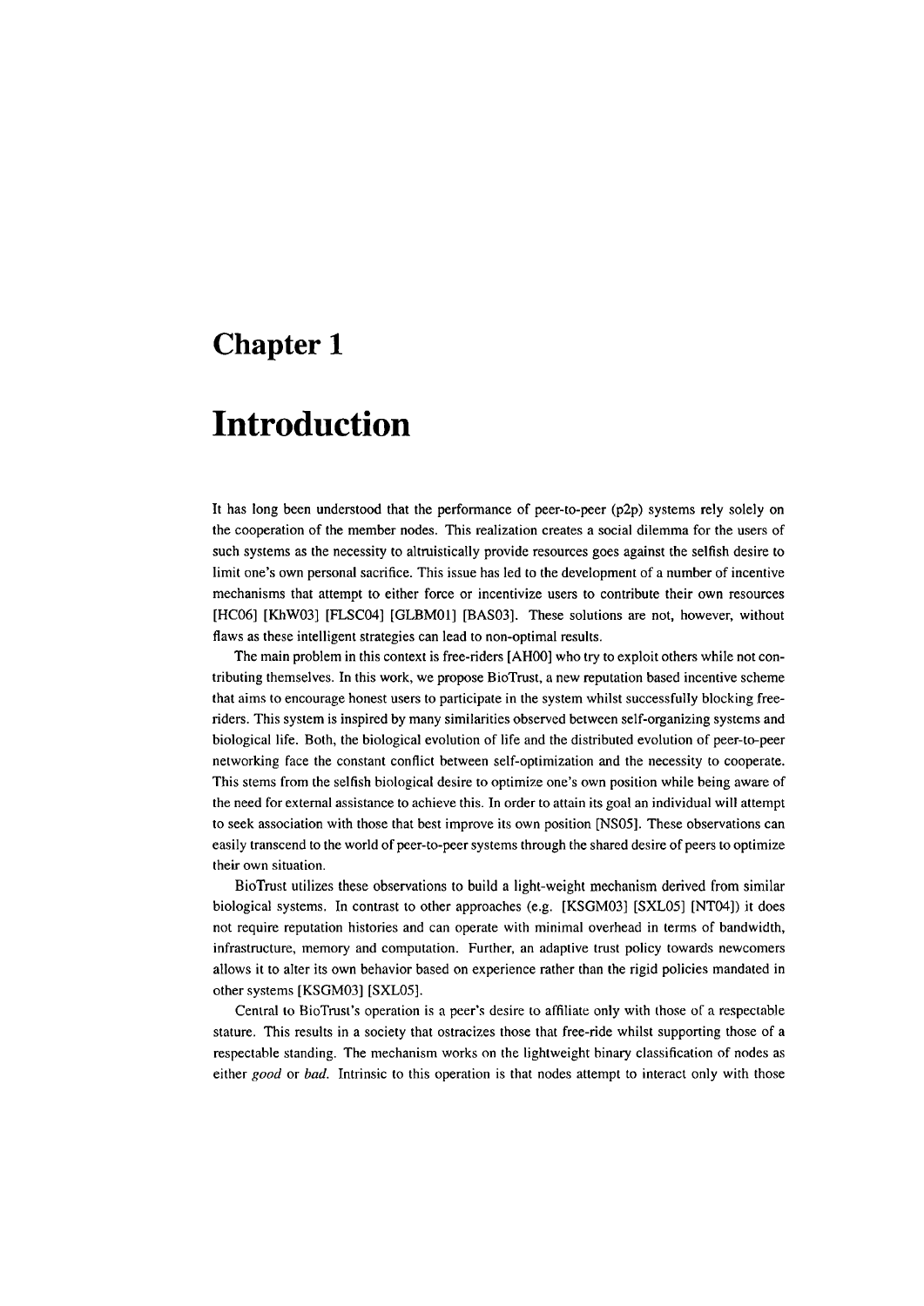# Chapter 1

# Introduction

It has long been understood that the performance of peer-to-peer (p2p) systems rely solely on the cooperation of the member nodes. This realization creates a social dilemma for the users of such systems as the necessity to altruistically provide resources goes against the selfish desire to limit one's own personal sacrifice. This issue has led to the development of a number of incentive mechanisms that attempt to either force or incentivize users to contribute their own resources [HC06] [KhW03] [FLSC04] [GLBM01] [BAS03]. These solutions are not, however, without flaws as these intelligent strategies can lead to non-optimal results.

The main problem in this context is free-riders [AH00] who try to exploit others while not contributing themselves. In this work, we propose BioTrust, a new reputation based incentive scheme that aims to encourage honest users to participate in the system whilst successfully blocking free-riders. This system is inspired by many similarities observed between self-organizing systems and biological life. Both, the biological evolution of life and the distributed evolution of peer-to-peer networking face the constant conflict between self-optimization and the necessity to cooperate. This stems from the selfish biological desire to optimize one's own position while being aware of the need for external assistance to achieve this. In order to attain its goal an individual will attempt to seek association with those that best improve its own position [NS05]. These observations can easily transcend to the world of peer-to-peer systems through the shared desire of peers to optimize their own situation.

BioTrust utilizes these observations to build a light-weight mechanism derived from similar biological systems. In contrast to other approaches (e.g. [KSGM03] [SXL05] [NT04]) it does not require reputation histories and can operate with minimal overhead in terms of bandwidth, infrastructure, memory and computation. Further, an adaptive trust policy towards newcomers allows it to alter its own behavior based on experience rather than the rigid policies mandated in other systems [KSGM03] [SXL05].

Central to BioTrust's operation is a peer's desire to affiliate only with those of a respectable stature. This results in a society that ostracizes those that free-ride whilst supporting those of a respectable standing. The mechanism works on the lightweight binary classification of nodes as either *good* or *bad*. Intrinsic to this operation is that nodes attempt to interact only with those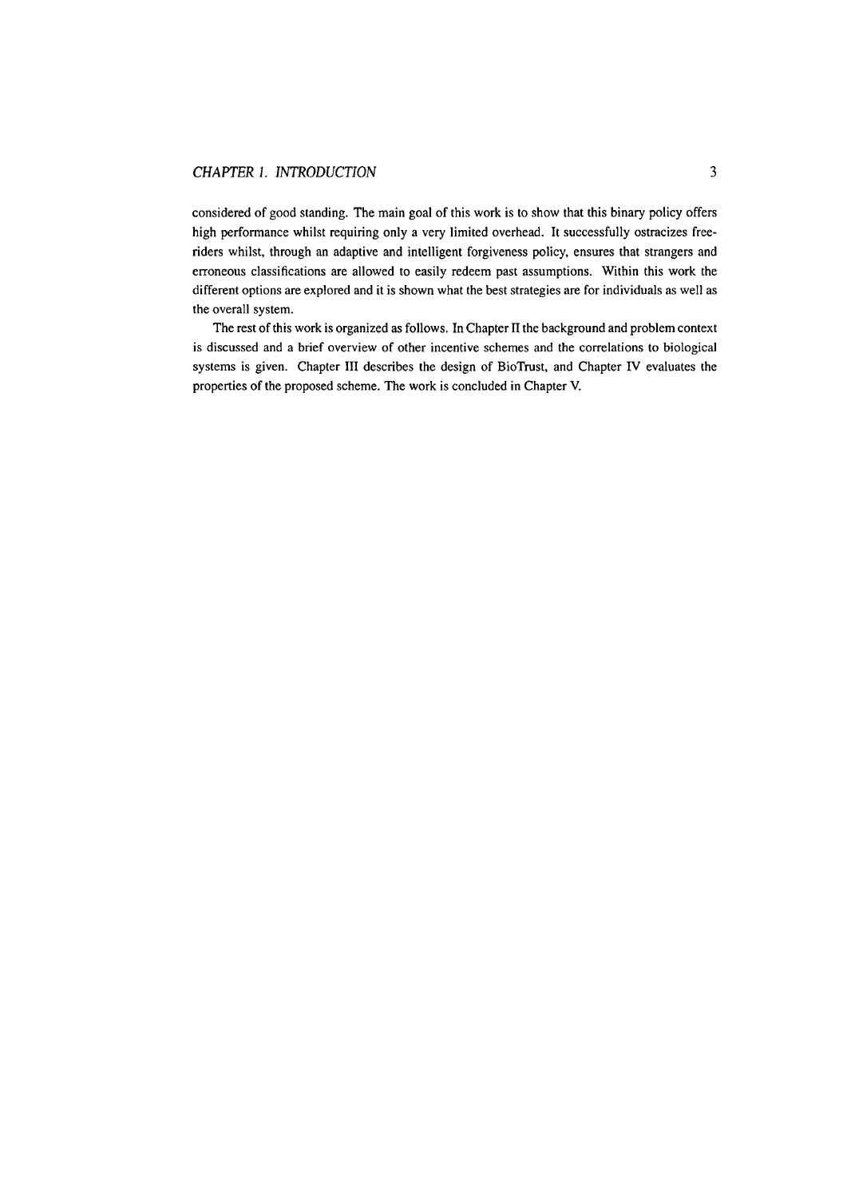considered of good standing. The main goal of this work is to show that this binary policy offers high performance whilst requiring only a very limited overhead. It successfully ostracizes free-riders whilst, through an adaptive and intelligent forgiveness policy, ensures that strangers and erroneous classifications are allowed to easily redeem past assumptions. Within this work the different options are explored and it is shown what the best strategies are for individuals as well as the overall system.

The rest of this work is organized as follows. In Chapter II the background and problem context is discussed and a brief overview of other incentive schemes and the correlations to biological systems is given. Chapter III describes the design of BioTrust, and Chapter IV evaluates the properties of the proposed scheme. The work is concluded in Chapter V.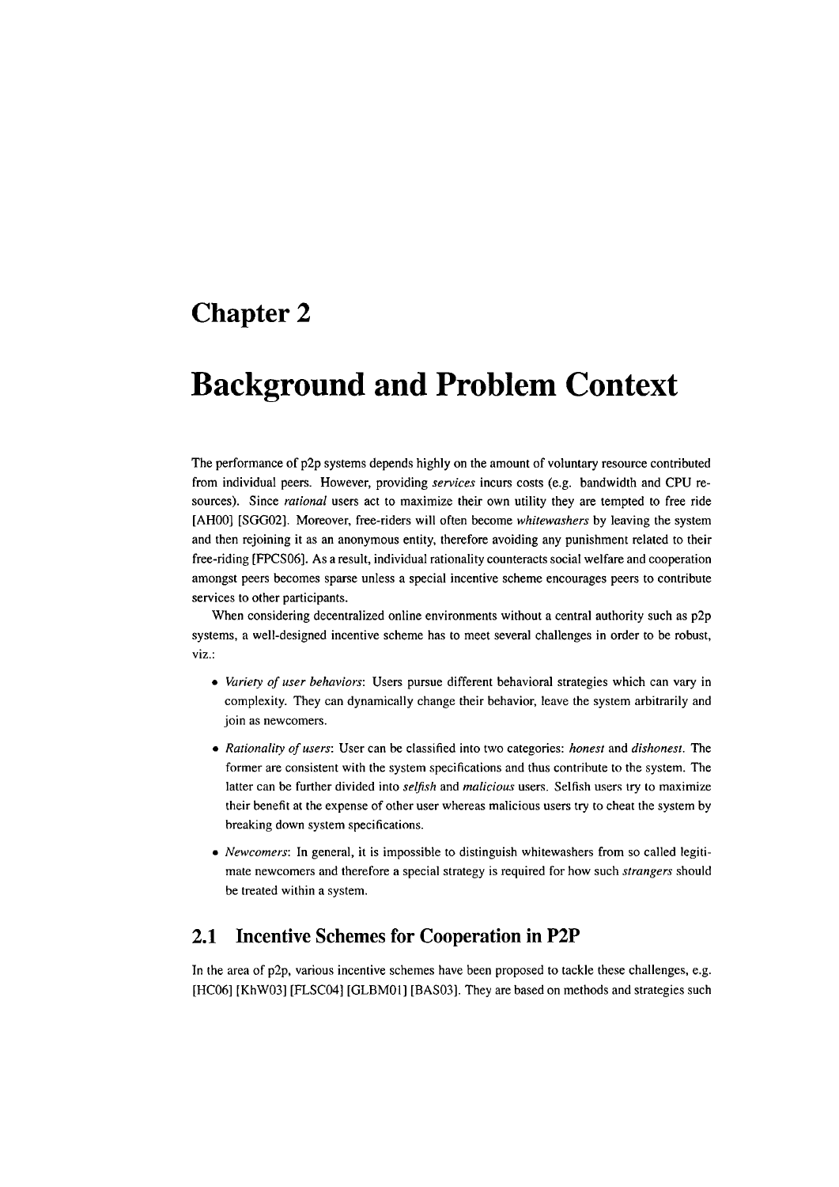# Chapter 2

# Background and Problem Context

The performance of p2p systems depends highly on the amount of voluntary resource contributed from individual peers. However, providing *services* incurs costs (e.g. bandwidth and CPU resources). Since *rational* users act to maximize their own utility they are tempted to free ride [AH00] [SGG02]. Moreover, free-riders will often become *whitewashers* by leaving the system and then rejoining it as an anonymous entity, therefore avoiding any punishment related to their free-riding [FPCS06]. As a result, individual rationality counteracts social welfare and cooperation amongst peers becomes sparse unless a special incentive scheme encourages peers to contribute services to other participants.

When considering decentralized online environments without a central authority such as p2p systems, a well-designed incentive scheme has to meet several challenges in order to be robust, viz.:

- *Variety of user behaviors*: Users pursue different behavioral strategies which can vary in complexity. They can dynamically change their behavior, leave the system arbitrarily and join as newcomers.
- *Rationality of users*: User can be classified into two categories: *honest* and *dishonest*. The former are consistent with the system specifications and thus contribute to the system. The latter can be further divided into *selfish* and *malicious* users. Selfish users try to maximize their benefit at the expense of other user whereas malicious users try to cheat the system by breaking down system specifications.
- *Newcomers*: In general, it is impossible to distinguish whitewashers from so called legitimate newcomers and therefore a special strategy is required for how such *strangers* should be treated within a system.

## 2.1 Incentive Schemes for Cooperation in P2P

In the area of p2p, various incentive schemes have been proposed to tackle these challenges, e.g. [HC06] [KhW03] [FLSC04] [GLBM01] [BAS03]. They are based on methods and strategies such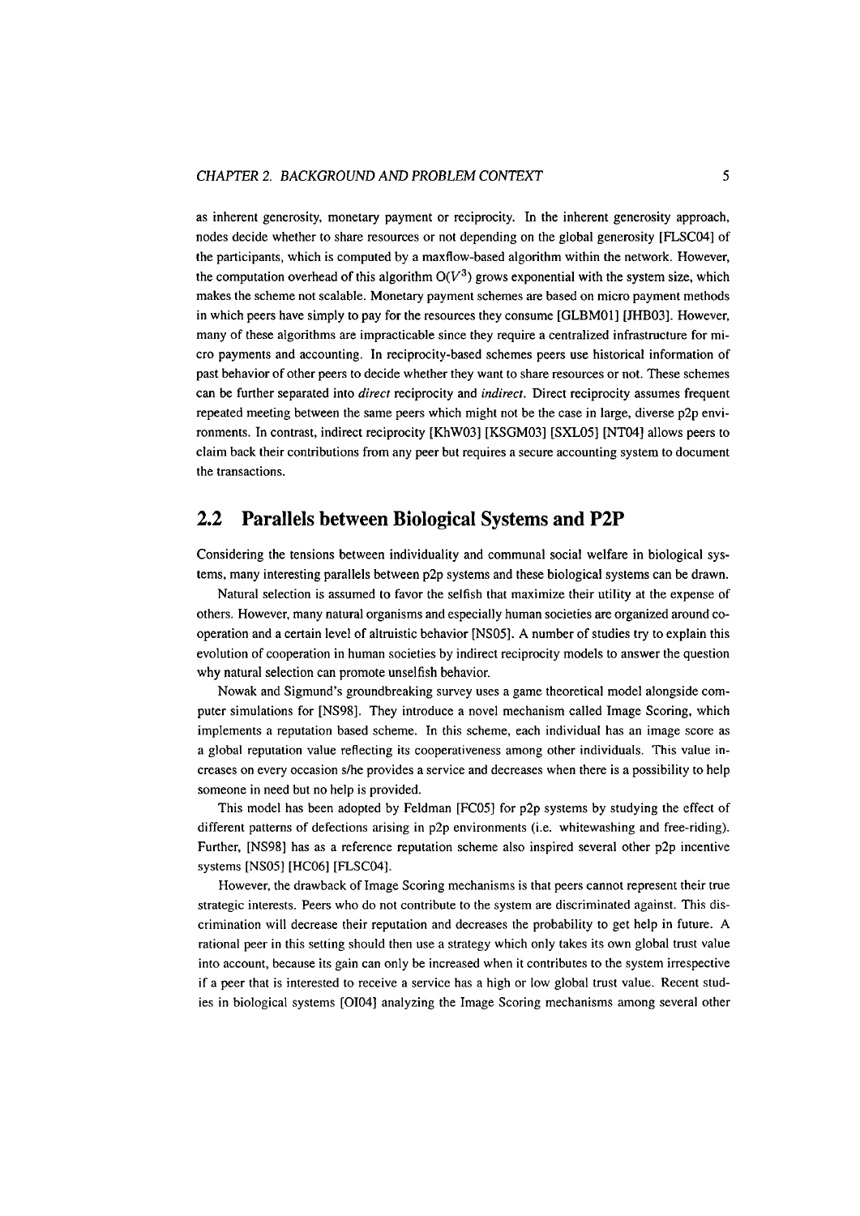as inherent generosity, monetary payment or reciprocity. In the inherent generosity approach, nodes decide whether to share resources or not depending on the global generosity [FLSC04] of the participants, which is computed by a maxflow-based algorithm within the network. However, the computation overhead of this algorithm $O(V^3)$ grows exponential with the system size, which makes the scheme not scalable. Monetary payment schemes are based on micro payment methods in which peers have simply to pay for the resources they consume [GLBM01] [JHB03]. However, many of these algorithms are impracticable since they require a centralized infrastructure for micro payments and accounting. In reciprocity-based schemes peers use historical information of past behavior of other peers to decide whether they want to share resources or not. These schemes can be further separated into *direct* reciprocity and *indirect*. Direct reciprocity assumes frequent repeated meeting between the same peers which might not be the case in large, diverse p2p environments. In contrast, indirect reciprocity [KhW03] [KSGM03] [SXL05] [NT04] allows peers to claim back their contributions from any peer but requires a secure accounting system to document the transactions.

## 2.2 Parallels between Biological Systems and P2P

Considering the tensions between individuality and communal social welfare in biological systems, many interesting parallels between p2p systems and these biological systems can be drawn.

Natural selection is assumed to favor the selfish that maximize their utility at the expense of others. However, many natural organisms and especially human societies are organized around cooperation and a certain level of altruistic behavior [NS05]. A number of studies try to explain this evolution of cooperation in human societies by indirect reciprocity models to answer the question why natural selection can promote unselfish behavior.

Nowak and Sigmund's groundbreaking survey uses a game theoretical model alongside computer simulations for [NS98]. They introduce a novel mechanism called Image Scoring, which implements a reputation based scheme. In this scheme, each individual has an image score as a global reputation value reflecting its cooperativeness among other individuals. This value increases on every occasion s/he provides a service and decreases when there is a possibility to help someone in need but no help is provided.

This model has been adopted by Feldman [FC05] for p2p systems by studying the effect of different patterns of defections arising in p2p environments (i.e. whitewashing and free-riding). Further, [NS98] has as a reference reputation scheme also inspired several other p2p incentive systems [NS05] [HC06] [FLSC04].

However, the drawback of Image Scoring mechanisms is that peers cannot represent their true strategic interests. Peers who do not contribute to the system are discriminated against. This discrimination will decrease their reputation and decreases the probability to get help in future. A rational peer in this setting should then use a strategy which only takes its own global trust value into account, because its gain can only be increased when it contributes to the system irrespective if a peer that is interested to receive a service has a high or low global trust value. Recent studies in biological systems [OI04] analyzing the Image Scoring mechanisms among several other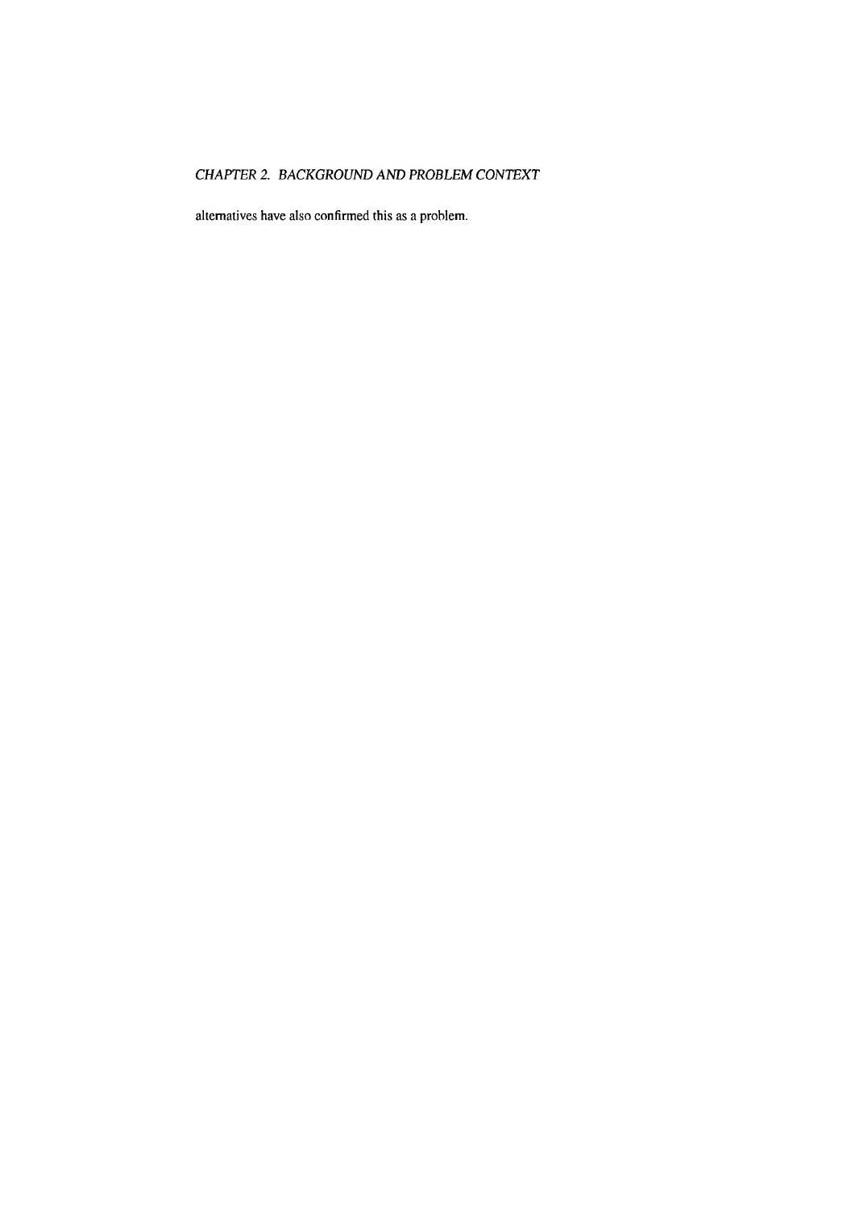alternatives have also confirmed this as a problem.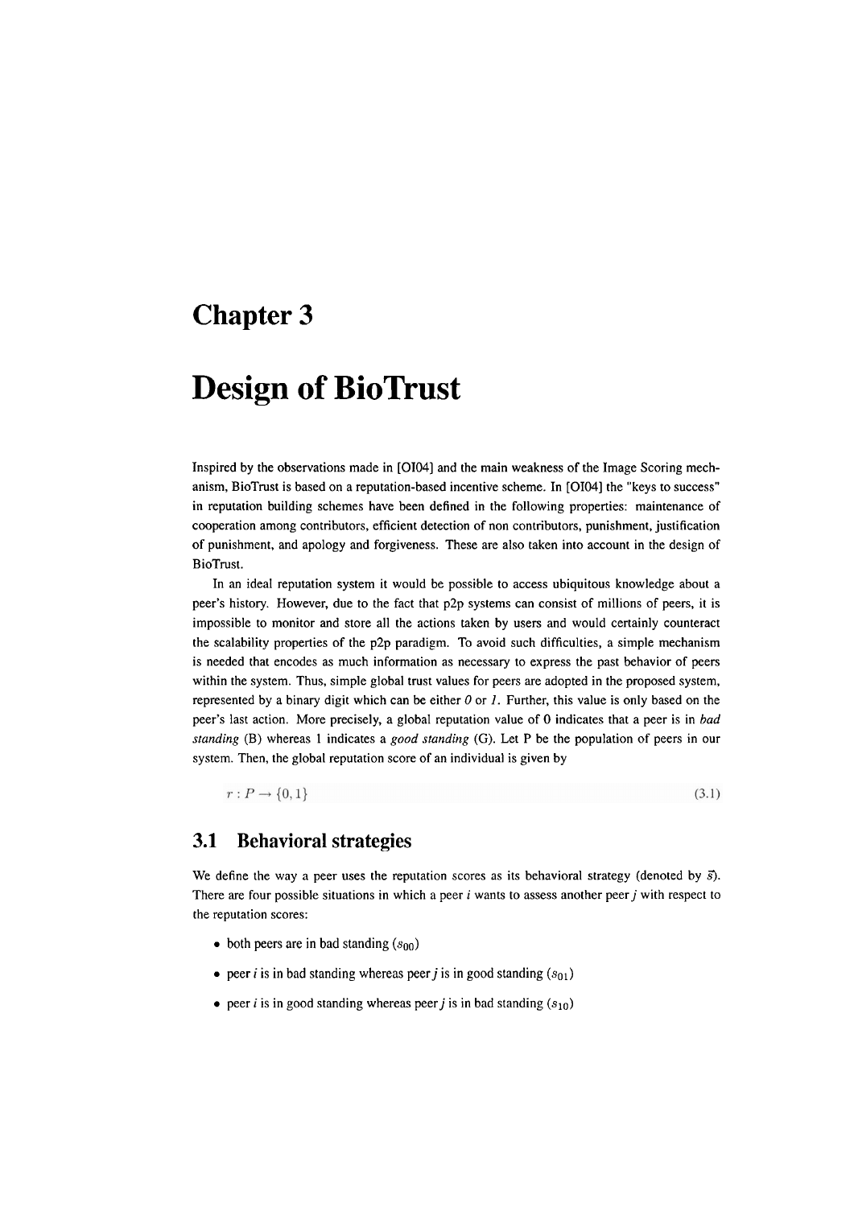# Chapter 3

# Design of BioTrust

Inspired by the observations made in [OI04] and the main weakness of the Image Scoring mechanism, BioTrust is based on a reputation-based incentive scheme. In [OI04] the "keys to success" in reputation building schemes have been defined in the following properties: maintenance of cooperation among contributors, efficient detection of non contributors, punishment, justification of punishment, and apology and forgiveness. These are also taken into account in the design of BioTrust.

In an ideal reputation system it would be possible to access ubiquitous knowledge about a peer's history. However, due to the fact that p2p systems can consist of millions of peers, it is impossible to monitor and store all the actions taken by users and would certainly counteract the scalability properties of the p2p paradigm. To avoid such difficulties, a simple mechanism is needed that encodes as much information as necessary to express the past behavior of peers within the system. Thus, simple global trust values for peers are adopted in the proposed system, represented by a binary digit which can be either *0* or *1*. Further, this value is only based on the peer's last action. More precisely, a global reputation value of 0 indicates that a peer is in *bad standing* (B) whereas 1 indicates a *good standing* (G). Let P be the population of peers in our system. Then, the global reputation score of an individual is given by

$$r : P \to \{0, 1\} \tag{3.1}$$

## 3.1 Behavioral strategies

We define the way a peer uses the reputation scores as its behavioral strategy (denoted by $\vec{s}$). There are four possible situations in which a peer *i* wants to assess another peer *j* with respect to the reputation scores:

- both peers are in bad standing ($s_{00}$)
- peer *i* is in bad standing whereas peer *j* is in good standing ($s_{01}$)
- peer *i* is in good standing whereas peer *j* is in bad standing ($s_{10}$)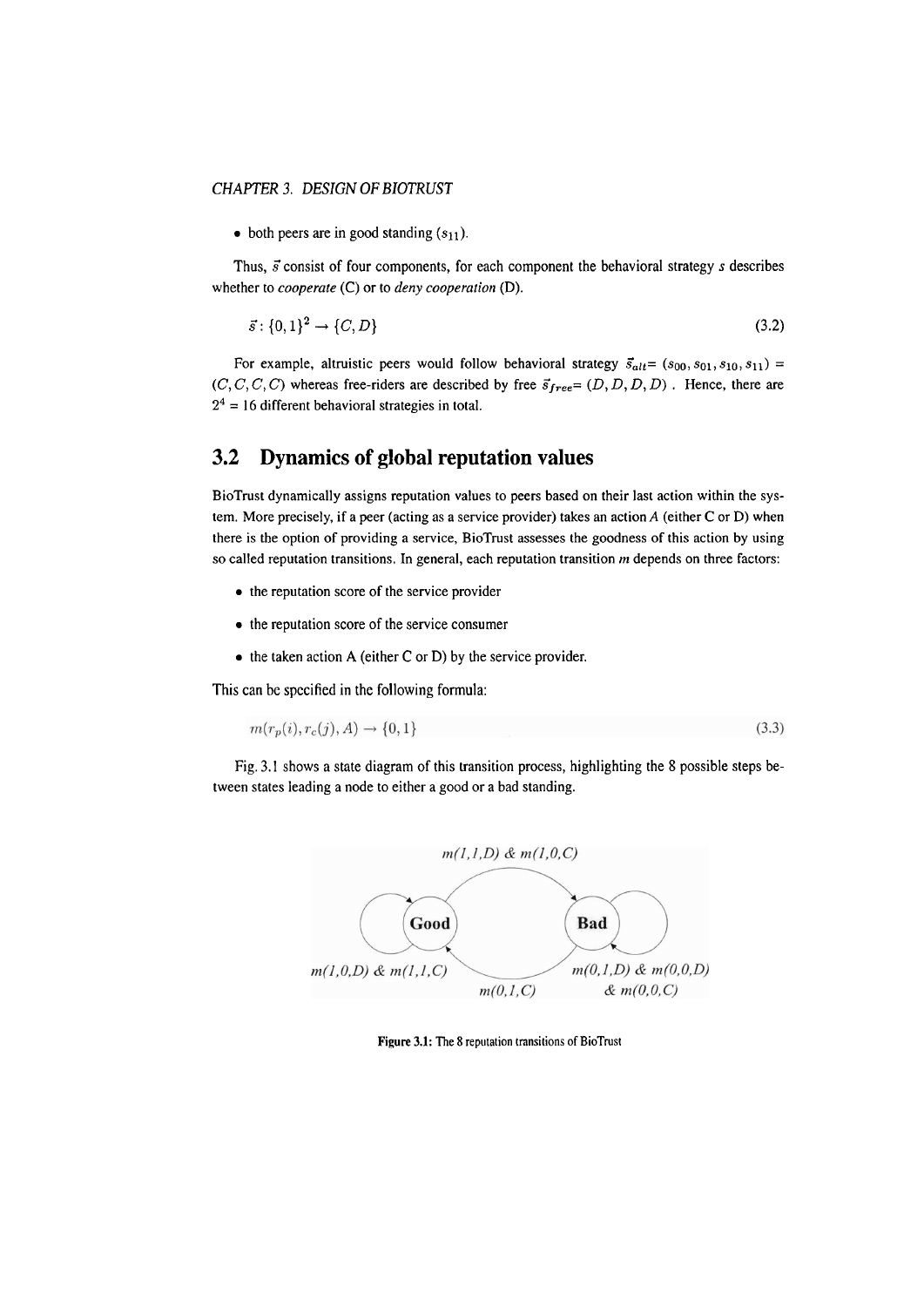- both peers are in good standing ($s_{11}$).

Thus, $\vec{s}$ consist of four components, for each component the behavioral strategy $s$ describes whether to *cooperate* (C) or to *deny cooperation* (D).

$$\vec{s} : \{0,1\}^2 \rightarrow \{C, D\} \tag{3.2}$$

For example, altruistic peers would follow behavioral strategy $\vec{s}_{alt}= (s_{00}, s_{01}, s_{10}, s_{11}) = (C, C, C, C)$ whereas free-riders are described by free $\vec{s}_{free}= (D, D, D, D)$ . Hence, there are $2^4 = 16$ different behavioral strategies in total.

## 3.2 Dynamics of global reputation values

BioTrust dynamically assigns reputation values to peers based on their last action within the system. More precisely, if a peer (acting as a service provider) takes an action $A$ (either C or D) when there is the option of providing a service, BioTrust assesses the goodness of this action by using so called reputation transitions. In general, each reputation transition $m$ depends on three factors:

- the reputation score of the service provider
- the reputation score of the service consumer
- the taken action A (either C or D) by the service provider.

This can be specified in the following formula:

$$m(r_p(i), r_c(j), A) \rightarrow \{0, 1\} \tag{3.3}$$

Fig. 3.1 shows a state diagram of this transition process, highlighting the 8 possible steps between states leading a node to either a good or a bad standing.

*m(1,1,D) & m(1,0,C)*

**Good** **Bad**

*m(1,0,D) & m(1,1,C)* *m(0,1,C)* *m(0,1,D) & m(0,0,D) & m(0,0,C)*

**Figure 3.1:** The 8 reputation transitions of BioTrust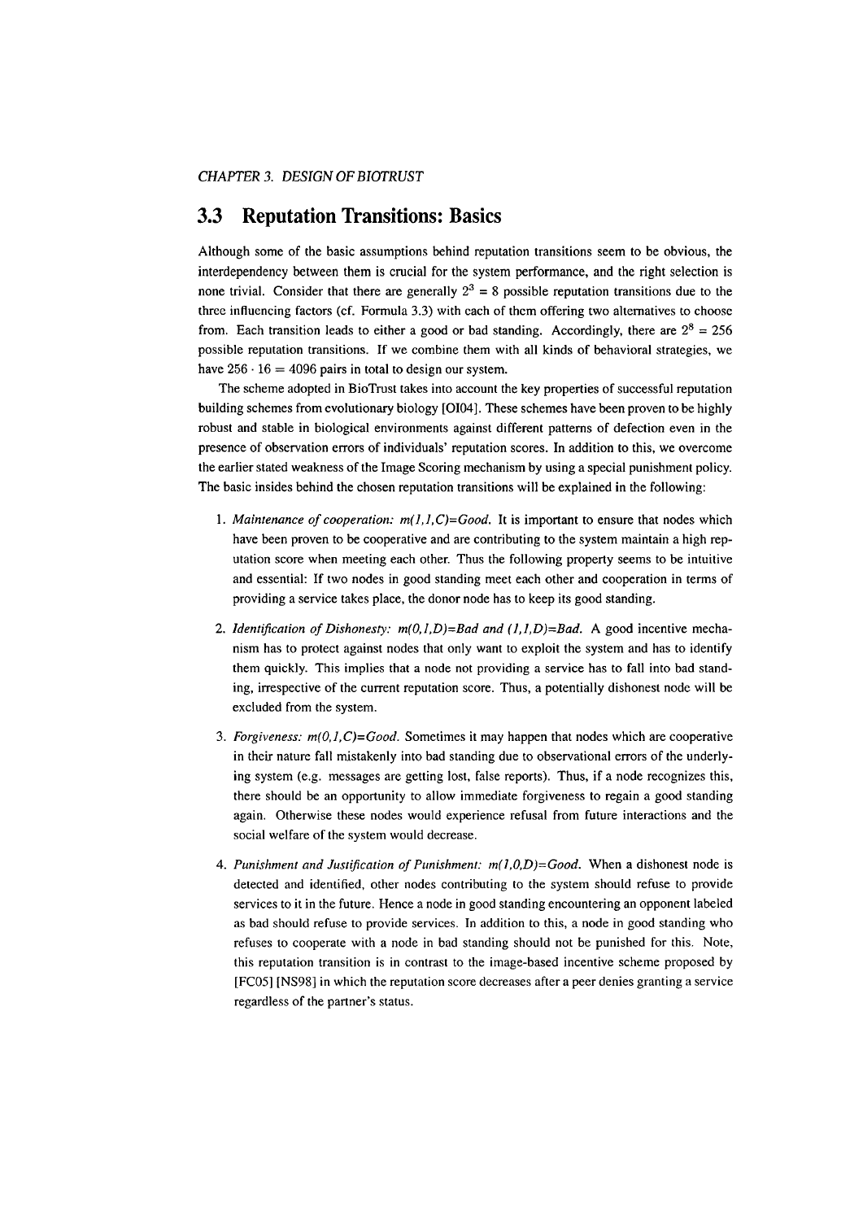## 3.3 Reputation Transitions: Basics

Although some of the basic assumptions behind reputation transitions seem to be obvious, the interdependency between them is crucial for the system performance, and the right selection is none trivial. Consider that there are generally $2^3 = 8$ possible reputation transitions due to the three influencing factors (cf. Formula 3.3) with each of them offering two alternatives to choose from. Each transition leads to either a good or bad standing. Accordingly, there are $2^8 = 256$ possible reputation transitions. If we combine them with all kinds of behavioral strategies, we have $256 \cdot 16 = 4096$ pairs in total to design our system.

The scheme adopted in BioTrust takes into account the key properties of successful reputation building schemes from evolutionary biology [OI04]. These schemes have been proven to be highly robust and stable in biological environments against different patterns of defection even in the presence of observation errors of individuals' reputation scores. In addition to this, we overcome the earlier stated weakness of the Image Scoring mechanism by using a special punishment policy. The basic insides behind the chosen reputation transitions will be explained in the following:

1. *Maintenance of cooperation: m(1,1,C)=Good.* It is important to ensure that nodes which have been proven to be cooperative and are contributing to the system maintain a high reputation score when meeting each other. Thus the following property seems to be intuitive and essential: If two nodes in good standing meet each other and cooperation in terms of providing a service takes place, the donor node has to keep its good standing.

2. *Identification of Dishonesty: m(0,1,D)=Bad and (1,1,D)=Bad.* A good incentive mechanism has to protect against nodes that only want to exploit the system and has to identify them quickly. This implies that a node not providing a service has to fall into bad standing, irrespective of the current reputation score. Thus, a potentially dishonest node will be excluded from the system.

3. *Forgiveness: m(0,1,C)=Good.* Sometimes it may happen that nodes which are cooperative in their nature fall mistakenly into bad standing due to observational errors of the underlying system (e.g. messages are getting lost, false reports). Thus, if a node recognizes this, there should be an opportunity to allow immediate forgiveness to regain a good standing again. Otherwise these nodes would experience refusal from future interactions and the social welfare of the system would decrease.

4. *Punishment and Justification of Punishment: m(1,0,D)=Good.* When a dishonest node is detected and identified, other nodes contributing to the system should refuse to provide services to it in the future. Hence a node in good standing encountering an opponent labeled as bad should refuse to provide services. In addition to this, a node in good standing who refuses to cooperate with a node in bad standing should not be punished for this. Note, this reputation transition is in contrast to the image-based incentive scheme proposed by [FC05] [NS98] in which the reputation score decreases after a peer denies granting a service regardless of the partner's status.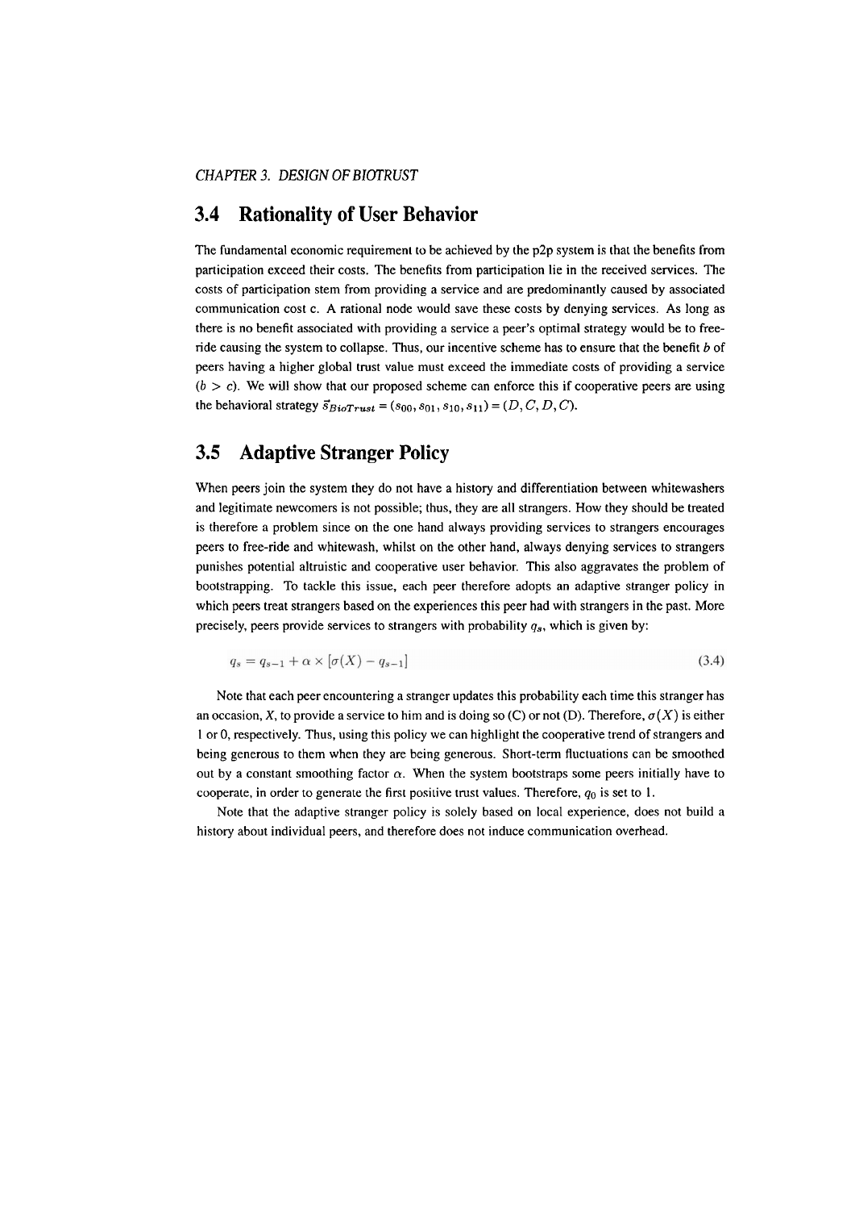## 3.4 Rationality of User Behavior

The fundamental economic requirement to be achieved by the p2p system is that the benefits from participation exceed their costs. The benefits from participation lie in the received services. The costs of participation stem from providing a service and are predominantly caused by associated communication cost c. A rational node would save these costs by denying services. As long as there is no benefit associated with providing a service a peer's optimal strategy would be to free-ride causing the system to collapse. Thus, our incentive scheme has to ensure that the benefit $b$ of peers having a higher global trust value must exceed the immediate costs of providing a service ($b > c$). We will show that our proposed scheme can enforce this if cooperative peers are using the behavioral strategy $\vec{s}_{BioTrust} = (s_{00}, s_{01}, s_{10}, s_{11}) = (D, C, D, C)$.

## 3.5 Adaptive Stranger Policy

When peers join the system they do not have a history and differentiation between whitewashers and legitimate newcomers is not possible; thus, they are all strangers. How they should be treated is therefore a problem since on the one hand always providing services to strangers encourages peers to free-ride and whitewash, whilst on the other hand, always denying services to strangers punishes potential altruistic and cooperative user behavior. This also aggravates the problem of bootstrapping. To tackle this issue, each peer therefore adopts an adaptive stranger policy in which peers treat strangers based on the experiences this peer had with strangers in the past. More precisely, peers provide services to strangers with probability $q_s$, which is given by:

$$q_s = q_{s-1} + \alpha \times [\sigma(X) - q_{s-1}] \tag{3.4}$$

Note that each peer encountering a stranger updates this probability each time this stranger has an occasion, X, to provide a service to him and is doing so (C) or not (D). Therefore, $\sigma(X)$ is either 1 or 0, respectively. Thus, using this policy we can highlight the cooperative trend of strangers and being generous to them when they are being generous. Short-term fluctuations can be smoothed out by a constant smoothing factor $\alpha$. When the system bootstraps some peers initially have to cooperate, in order to generate the first positive trust values. Therefore, $q_0$ is set to 1.

Note that the adaptive stranger policy is solely based on local experience, does not build a history about individual peers, and therefore does not induce communication overhead.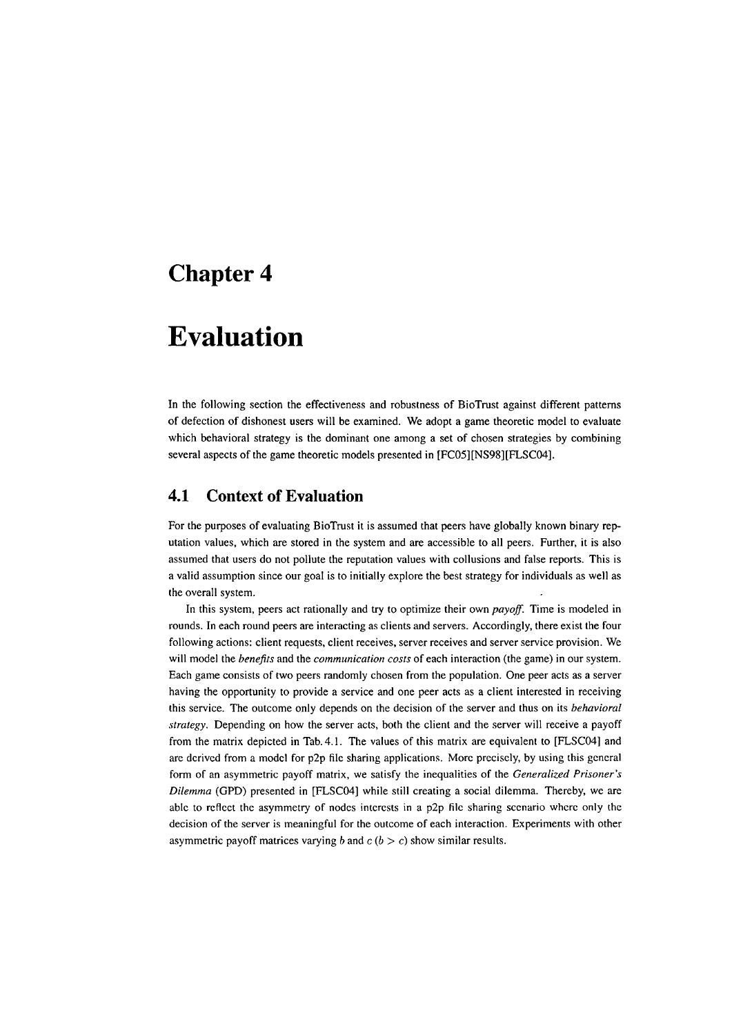# Chapter 4

# Evaluation

In the following section the effectiveness and robustness of BioTrust against different patterns of defection of dishonest users will be examined. We adopt a game theoretic model to evaluate which behavioral strategy is the dominant one among a set of chosen strategies by combining several aspects of the game theoretic models presented in [FC05][NS98][FLSC04].

## 4.1 Context of Evaluation

For the purposes of evaluating BioTrust it is assumed that peers have globally known binary reputation values, which are stored in the system and are accessible to all peers. Further, it is also assumed that users do not pollute the reputation values with collusions and false reports. This is a valid assumption since our goal is to initially explore the best strategy for individuals as well as the overall system.

In this system, peers act rationally and try to optimize their own *payoff*. Time is modeled in rounds. In each round peers are interacting as clients and servers. Accordingly, there exist the four following actions: client requests, client receives, server receives and server service provision. We will model the *benefits* and the *communication costs* of each interaction (the game) in our system. Each game consists of two peers randomly chosen from the population. One peer acts as a server having the opportunity to provide a service and one peer acts as a client interested in receiving this service. The outcome only depends on the decision of the server and thus on its *behavioral strategy*. Depending on how the server acts, both the client and the server will receive a payoff from the matrix depicted in Tab. 4.1. The values of this matrix are equivalent to [FLSC04] and are derived from a model for p2p file sharing applications. More precisely, by using this general form of an asymmetric payoff matrix, we satisfy the inequalities of the *Generalized Prisoner's Dilemma* (GPD) presented in [FLSC04] while still creating a social dilemma. Thereby, we are able to reflect the asymmetry of nodes interests in a p2p file sharing scenario where only the decision of the server is meaningful for the outcome of each interaction. Experiments with other asymmetric payoff matrices varying $b$ and $c$ ($b > c$) show similar results.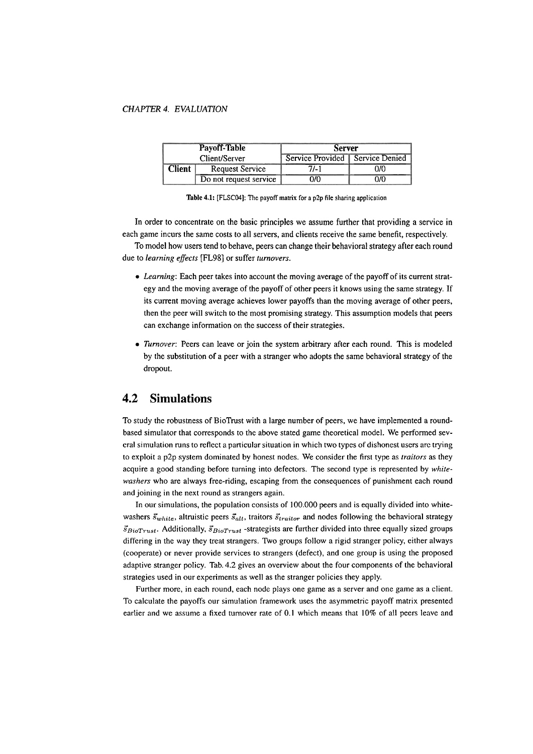| Payoff-Table | | Server | |
|---|---|---|---|
| Client/Server | | Service Provided | Service Denied |
| **Client** | Request Service | 7/-1 | 0/0 |
| | Do not request service | 0/0 | 0/0 |

**Table 4.1:** [FLSC04]: The payoff matrix for a p2p file sharing application

In order to concentrate on the basic principles we assume further that providing a service in each game incurs the same costs to all servers, and clients receive the same benefit, respectively.

To model how users tend to behave, peers can change their behavioral strategy after each round due to *learning effects* [FL98] or suffer *turnovers*.

- *Learning*: Each peer takes into account the moving average of the payoff of its current strategy and the moving average of the payoff of other peers it knows using the same strategy. If its current moving average achieves lower payoffs than the moving average of other peers, then the peer will switch to the most promising strategy. This assumption models that peers can exchange information on the success of their strategies.
- *Turnover*: Peers can leave or join the system arbitrary after each round. This is modeled by the substitution of a peer with a stranger who adopts the same behavioral strategy of the dropout.

## 4.2 Simulations

To study the robustness of BioTrust with a large number of peers, we have implemented a round-based simulator that corresponds to the above stated game theoretical model. We performed several simulation runs to reflect a particular situation in which two types of dishonest users are trying to exploit a p2p system dominated by honest nodes. We consider the first type as *traitors* as they acquire a good standing before turning into defectors. The second type is represented by *white-washers* who are always free-riding, escaping from the consequences of punishment each round and joining in the next round as strangers again.

In our simulations, the population consists of 100.000 peers and is equally divided into white-washers $\vec{s}_{white}$, altruistic peers $\vec{s}_{alt}$, traitors $\vec{s}_{traitor}$ and nodes following the behavioral strategy $\vec{s}_{BioTrust}$. Additionally, $\vec{s}_{BioTrust}$ -strategists are further divided into three equally sized groups differing in the way they treat strangers. Two groups follow a rigid stranger policy, either always (cooperate) or never provide services to strangers (defect), and one group is using the proposed adaptive stranger policy. Tab. 4.2 gives an overview about the four components of the behavioral strategies used in our experiments as well as the stranger policies they apply.

Further more, in each round, each node plays one game as a server and one game as a client. To calculate the payoffs our simulation framework uses the asymmetric payoff matrix presented earlier and we assume a fixed turnover rate of 0.1 which means that 10% of all peers leave and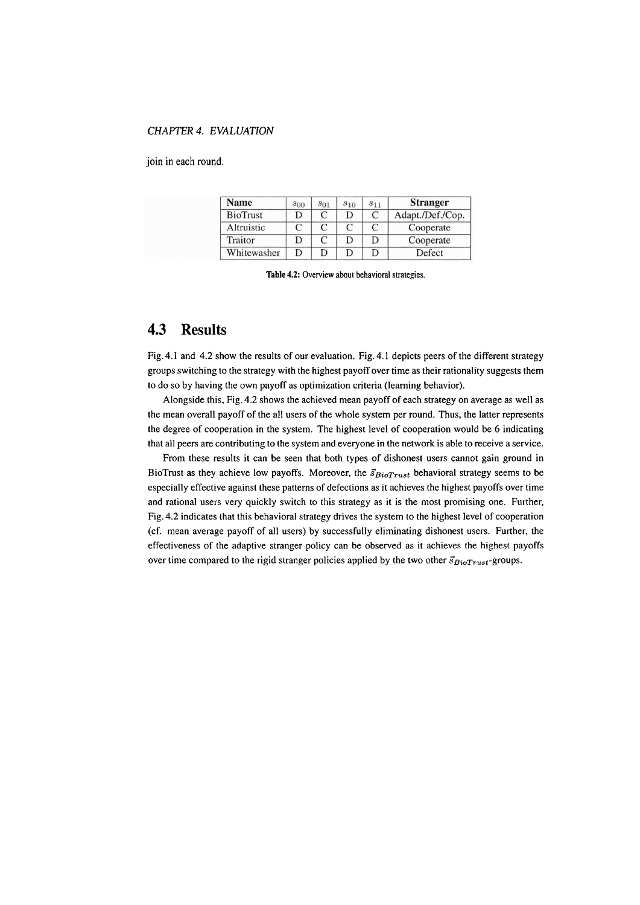join in each round.

| Name | $s_{00}$ | $s_{01}$ | $s_{10}$ | $s_{11}$ | Stranger |
|---|---|---|---|---|---|
| BioTrust | D | C | D | C | Adapt./Def./Cop. |
| Altruistic | C | C | C | C | Cooperate |
| Traitor | D | C | D | D | Cooperate |
| Whitewasher | D | D | D | D | Defect |

**Table 4.2:** Overview about behavioral strategies.

## 4.3 Results

Fig. 4.1 and 4.2 show the results of our evaluation. Fig. 4.1 depicts peers of the different strategy groups switching to the strategy with the highest payoff over time as their rationality suggests them to do so by having the own payoff as optimization criteria (learning behavior).

Alongside this, Fig. 4.2 shows the achieved mean payoff of each strategy on average as well as the mean overall payoff of the all users of the whole system per round. Thus, the latter represents the degree of cooperation in the system. The highest level of cooperation would be 6 indicating that all peers are contributing to the system and everyone in the network is able to receive a service.

From these results it can be seen that both types of dishonest users cannot gain ground in BioTrust as they achieve low payoffs. Moreover, the $\vec{s}_{BioTrust}$ behavioral strategy seems to be especially effective against these patterns of defections as it achieves the highest payoffs over time and rational users very quickly switch to this strategy as it is the most promising one. Further, Fig. 4.2 indicates that this behavioral strategy drives the system to the highest level of cooperation (cf. mean average payoff of all users) by successfully eliminating dishonest users. Further, the effectiveness of the adaptive stranger policy can be observed as it achieves the highest payoffs over time compared to the rigid stranger policies applied by the two other $\vec{s}_{BioTrust}$-groups.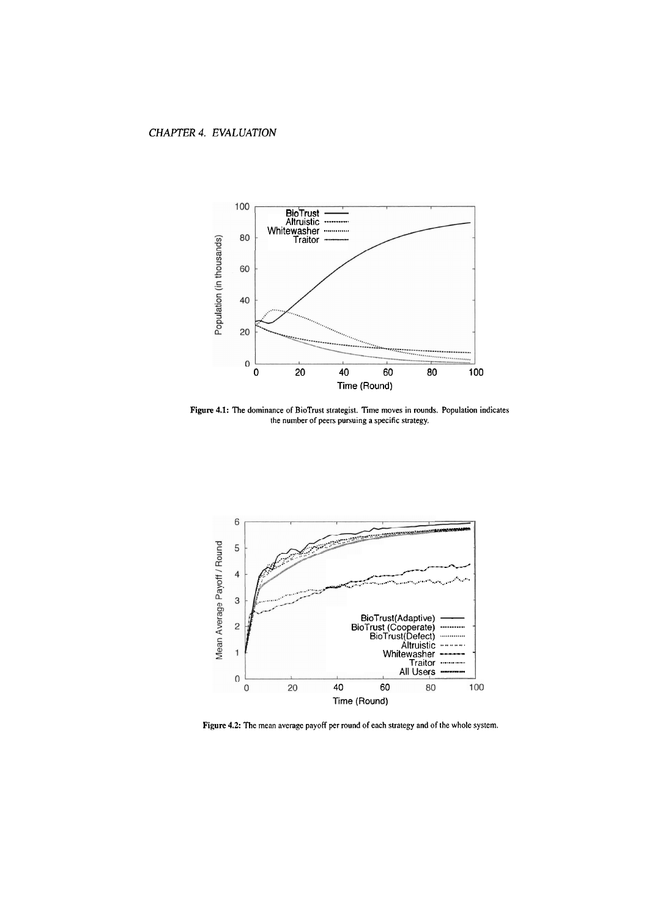Figure 4.1: The dominance of BioTrust strategist. Time moves in rounds. Population indicates the number of peers pursuing a specific strategy.

Figure 4.2: The mean average payoff per round of each strategy and of the whole system.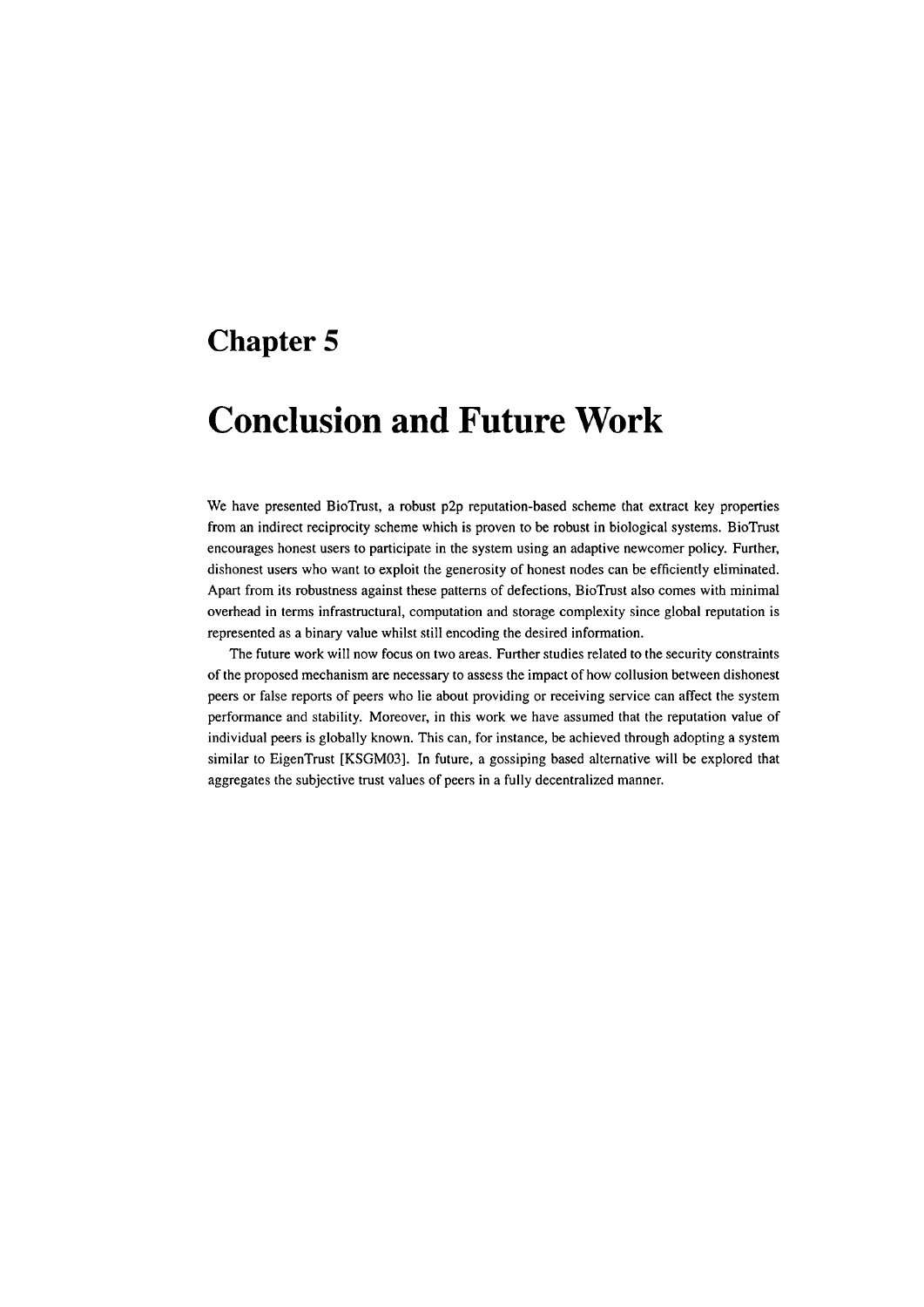# Chapter 5

# Conclusion and Future Work

We have presented BioTrust, a robust p2p reputation-based scheme that extract key properties from an indirect reciprocity scheme which is proven to be robust in biological systems. BioTrust encourages honest users to participate in the system using an adaptive newcomer policy. Further, dishonest users who want to exploit the generosity of honest nodes can be efficiently eliminated. Apart from its robustness against these patterns of defections, BioTrust also comes with minimal overhead in terms infrastructural, computation and storage complexity since global reputation is represented as a binary value whilst still encoding the desired information.

The future work will now focus on two areas. Further studies related to the security constraints of the proposed mechanism are necessary to assess the impact of how collusion between dishonest peers or false reports of peers who lie about providing or receiving service can affect the system performance and stability. Moreover, in this work we have assumed that the reputation value of individual peers is globally known. This can, for instance, be achieved through adopting a system similar to EigenTrust [KSGM03]. In future, a gossiping based alternative will be explored that aggregates the subjective trust values of peers in a fully decentralized manner.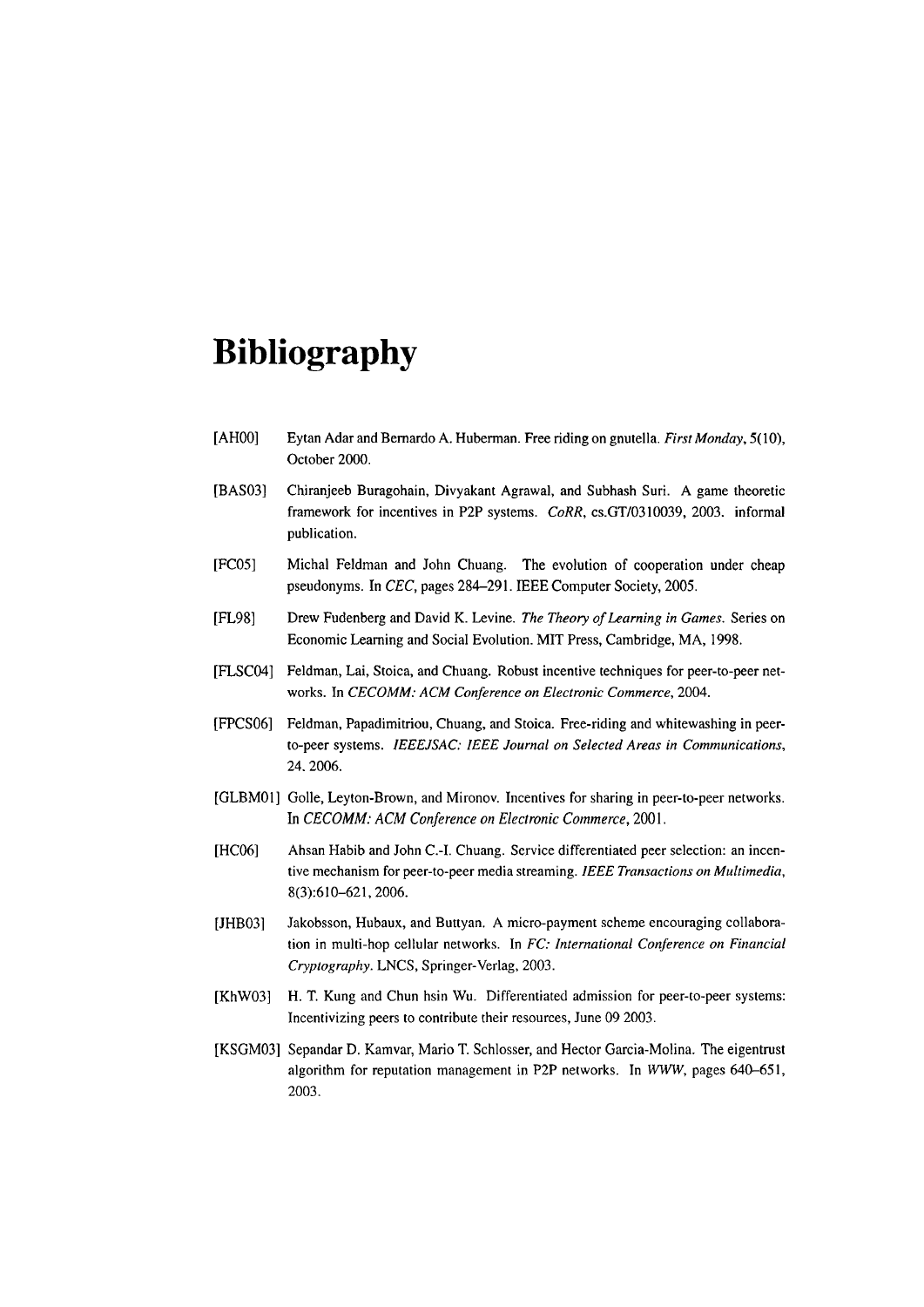# Bibliography

[AH00] Eytan Adar and Bernardo A. Huberman. Free riding on gnutella. *First Monday*, 5(10), October 2000.

[BAS03] Chiranjeeb Buragohain, Divyakant Agrawal, and Subhash Suri. A game theoretic framework for incentives in P2P systems. *CoRR*, cs.GT/0310039, 2003. informal publication.

[FC05] Michal Feldman and John Chuang. The evolution of cooperation under cheap pseudonyms. In *CEC*, pages 284–291. IEEE Computer Society, 2005.

[FL98] Drew Fudenberg and David K. Levine. *The Theory of Learning in Games*. Series on Economic Learning and Social Evolution. MIT Press, Cambridge, MA, 1998.

[FLSC04] Feldman, Lai, Stoica, and Chuang. Robust incentive techniques for peer-to-peer networks. In *CECOMM: ACM Conference on Electronic Commerce*, 2004.

[FPCS06] Feldman, Papadimitriou, Chuang, and Stoica. Free-riding and whitewashing in peer-to-peer systems. *IEEEJSAC: IEEE Journal on Selected Areas in Communications*, 24. 2006.

[GLBM01] Golle, Leyton-Brown, and Mironov. Incentives for sharing in peer-to-peer networks. In *CECOMM: ACM Conference on Electronic Commerce*, 2001.

[HC06] Ahsan Habib and John C.-I. Chuang. Service differentiated peer selection: an incentive mechanism for peer-to-peer media streaming. *IEEE Transactions on Multimedia*, 8(3):610–621, 2006.

[JHB03] Jakobsson, Hubaux, and Buttyan. A micro-payment scheme encouraging collaboration in multi-hop cellular networks. In *FC: International Conference on Financial Cryptography*. LNCS, Springer-Verlag, 2003.

[KhW03] H. T. Kung and Chun hsin Wu. Differentiated admission for peer-to-peer systems: Incentivizing peers to contribute their resources, June 09 2003.

[KSGM03] Sepandar D. Kamvar, Mario T. Schlosser, and Hector Garcia-Molina. The eigentrust algorithm for reputation management in P2P networks. In *WWW*, pages 640–651, 2003.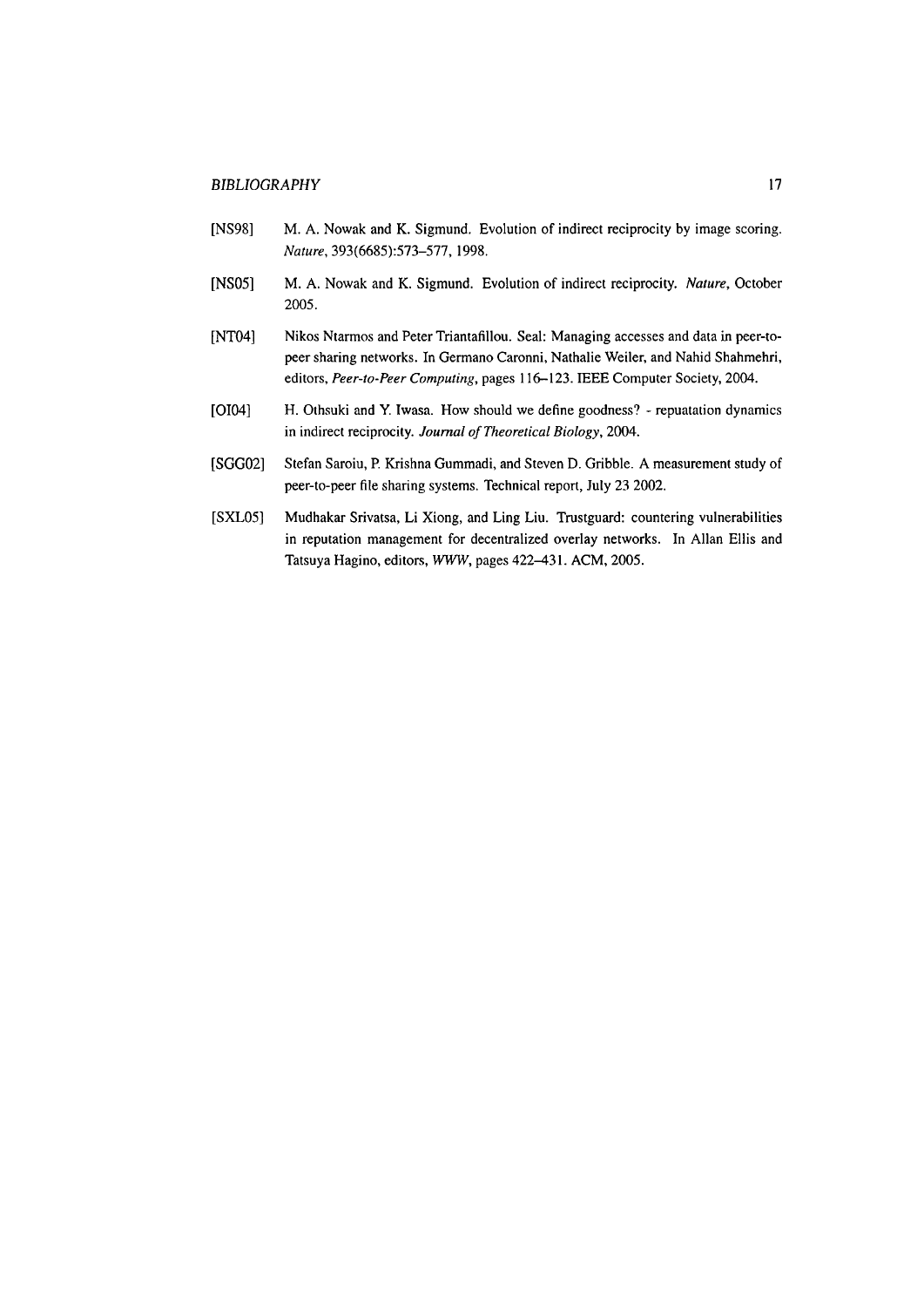- [NS98] M. A. Nowak and K. Sigmund. Evolution of indirect reciprocity by image scoring. *Nature*, 393(6685):573–577, 1998.
- [NS05] M. A. Nowak and K. Sigmund. Evolution of indirect reciprocity. *Nature*, October 2005.
- [NT04] Nikos Ntarmos and Peter Triantafillou. Seal: Managing accesses and data in peer-to-peer sharing networks. In Germano Caronni, Nathalie Weiler, and Nahid Shahmehri, editors, *Peer-to-Peer Computing*, pages 116–123. IEEE Computer Society, 2004.
- [OI04] H. Othsuki and Y. Iwasa. How should we define goodness? - repuatation dynamics in indirect reciprocity. *Journal of Theoretical Biology*, 2004.
- [SGG02] Stefan Saroiu, P. Krishna Gummadi, and Steven D. Gribble. A measurement study of peer-to-peer file sharing systems. Technical report, July 23 2002.
- [SXL05] Mudhakar Srivatsa, Li Xiong, and Ling Liu. Trustguard: countering vulnerabilities in reputation management for decentralized overlay networks. In Allan Ellis and Tatsuya Hagino, editors, *WWW*, pages 422–431. ACM, 2005.